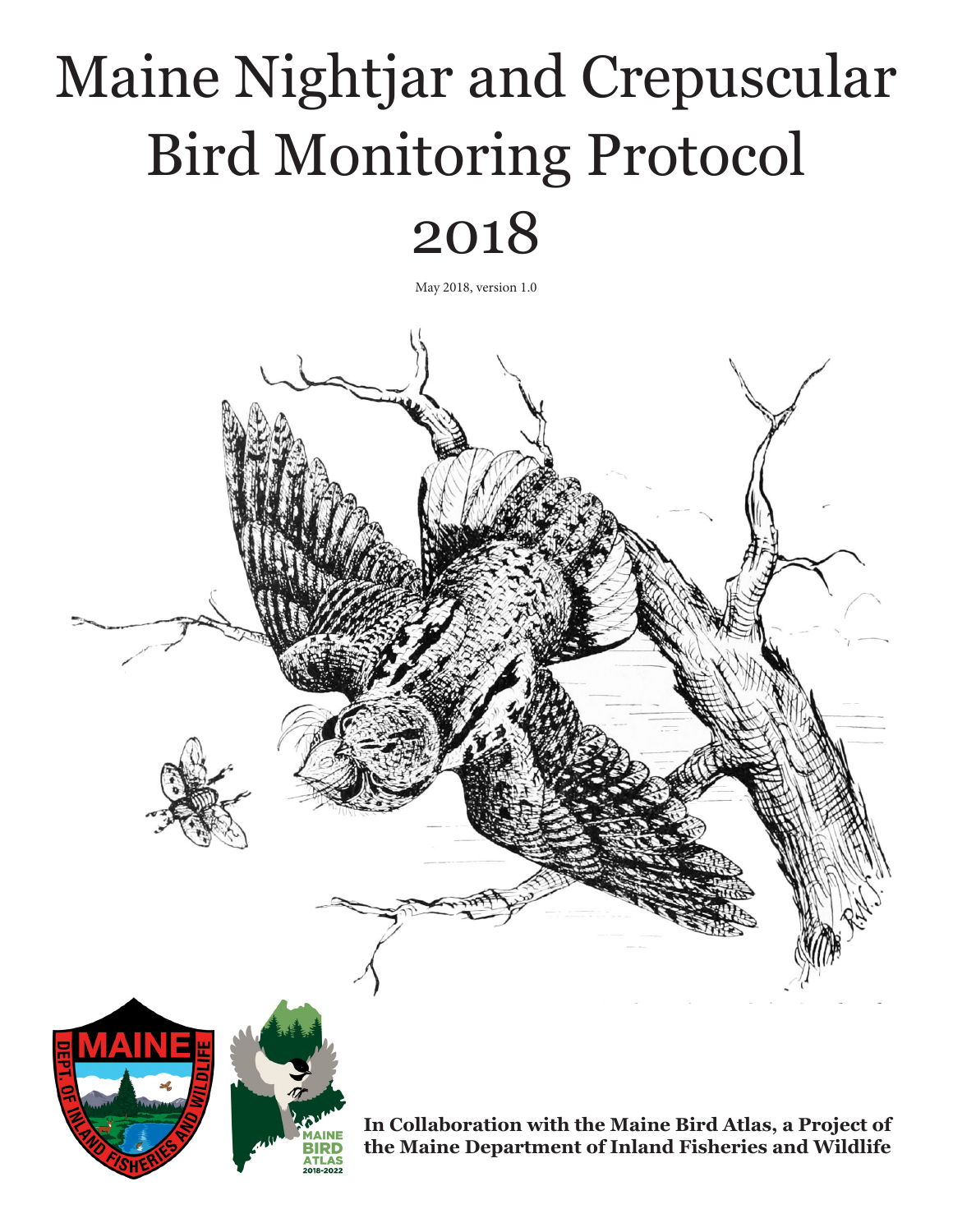# Maine Nightjar and Crepuscular Bird Monitoring Protocol 2018

May 2018, version 1.0

**In Collaboration with the Maine Bird Atlas, a Project of the Maine Department of Inland Fisheries and Wildlife**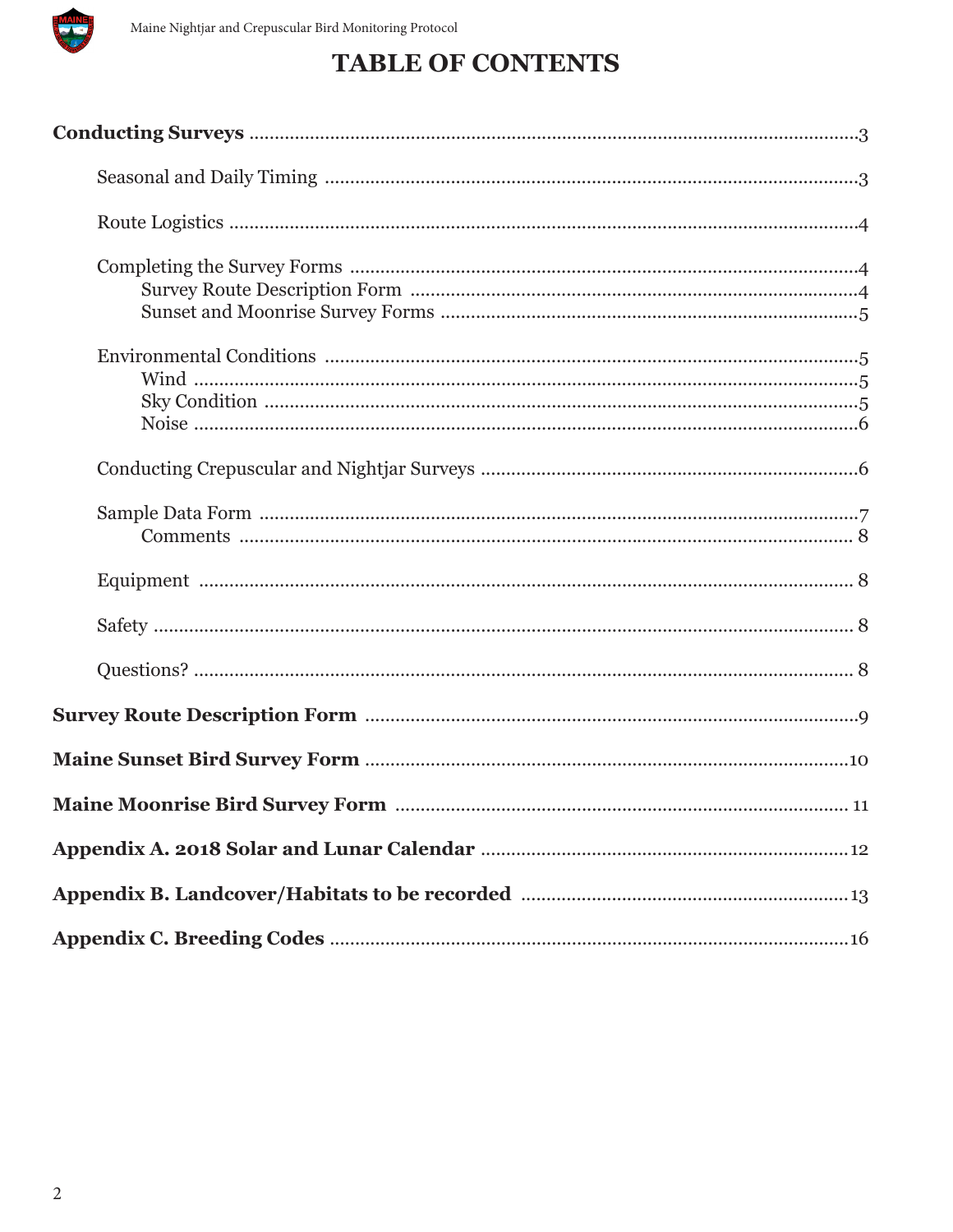# TABLE OF CONTENTS

**Conducting Surveys** .....3

- Seasonal and Daily Timing .....3
- Route Logistics .....4
- Completing the Survey Forms .....4
  - Survey Route Description Form .....4
  - Sunset and Moonrise Survey Forms .....5
- Environmental Conditions .....5
  - Wind .....5
  - Sky Condition .....5
  - Noise .....6
- Conducting Crepuscular and Nightjar Surveys .....6
- Sample Data Form .....7
  - Comments .....8
- Equipment .....8
- Safety .....8
- Questions? .....8

**Survey Route Description Form** .....9

**Maine Sunset Bird Survey Form** .....10

**Maine Moonrise Bird Survey Form** .....11

**Appendix A. 2018 Solar and Lunar Calendar** .....12

**Appendix B. Landcover/Habitats to be recorded** .....13

**Appendix C. Breeding Codes** .....16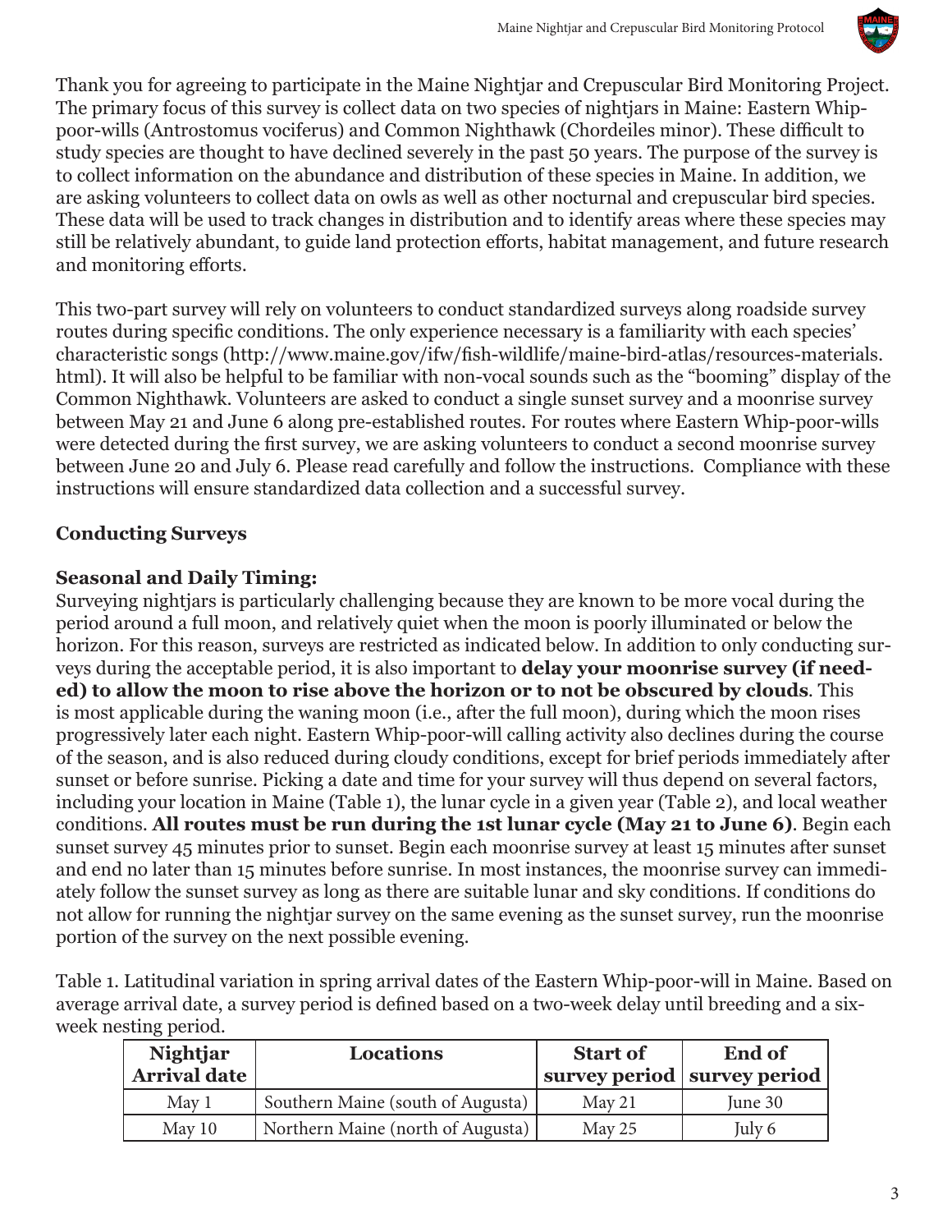Thank you for agreeing to participate in the Maine Nightjar and Crepuscular Bird Monitoring Project. The primary focus of this survey is collect data on two species of nightjars in Maine: Eastern Whip-poor-wills (Antrostomus vociferus) and Common Nighthawk (Chordeiles minor). These difficult to study species are thought to have declined severely in the past 50 years. The purpose of the survey is to collect information on the abundance and distribution of these species in Maine. In addition, we are asking volunteers to collect data on owls as well as other nocturnal and crepuscular bird species. These data will be used to track changes in distribution and to identify areas where these species may still be relatively abundant, to guide land protection efforts, habitat management, and future research and monitoring efforts.

This two-part survey will rely on volunteers to conduct standardized surveys along roadside survey routes during specific conditions. The only experience necessary is a familiarity with each species' characteristic songs (http://www.maine.gov/ifw/fish-wildlife/maine-bird-atlas/resources-materials.html). It will also be helpful to be familiar with non-vocal sounds such as the "booming" display of the Common Nighthawk. Volunteers are asked to conduct a single sunset survey and a moonrise survey between May 21 and June 6 along pre-established routes. For routes where Eastern Whip-poor-wills were detected during the first survey, we are asking volunteers to conduct a second moonrise survey between June 20 and July 6. Please read carefully and follow the instructions. Compliance with these instructions will ensure standardized data collection and a successful survey.

**Conducting Surveys**

**Seasonal and Daily Timing:**
Surveying nightjars is particularly challenging because they are known to be more vocal during the period around a full moon, and relatively quiet when the moon is poorly illuminated or below the horizon. For this reason, surveys are restricted as indicated below. In addition to only conducting surveys during the acceptable period, it is also important to **delay your moonrise survey (if needed) to allow the moon to rise above the horizon or to not be obscured by clouds**. This is most applicable during the waning moon (i.e., after the full moon), during which the moon rises progressively later each night. Eastern Whip-poor-will calling activity also declines during the course of the season, and is also reduced during cloudy conditions, except for brief periods immediately after sunset or before sunrise. Picking a date and time for your survey will thus depend on several factors, including your location in Maine (Table 1), the lunar cycle in a given year (Table 2), and local weather conditions. **All routes must be run during the 1st lunar cycle (May 21 to June 6)**. Begin each sunset survey 45 minutes prior to sunset. Begin each moonrise survey at least 15 minutes after sunset and end no later than 15 minutes before sunrise. In most instances, the moonrise survey can immediately follow the sunset survey as long as there are suitable lunar and sky conditions. If conditions do not allow for running the nightjar survey on the same evening as the sunset survey, run the moonrise portion of the survey on the next possible evening.

Table 1. Latitudinal variation in spring arrival dates of the Eastern Whip-poor-will in Maine. Based on average arrival date, a survey period is defined based on a two-week delay until breeding and a six-week nesting period.

| Nightjar Arrival date | Locations | Start of survey period | End of survey period |
|---|---|---|---|
| May 1 | Southern Maine (south of Augusta) | May 21 | June 30 |
| May 10 | Northern Maine (north of Augusta) | May 25 | July 6 |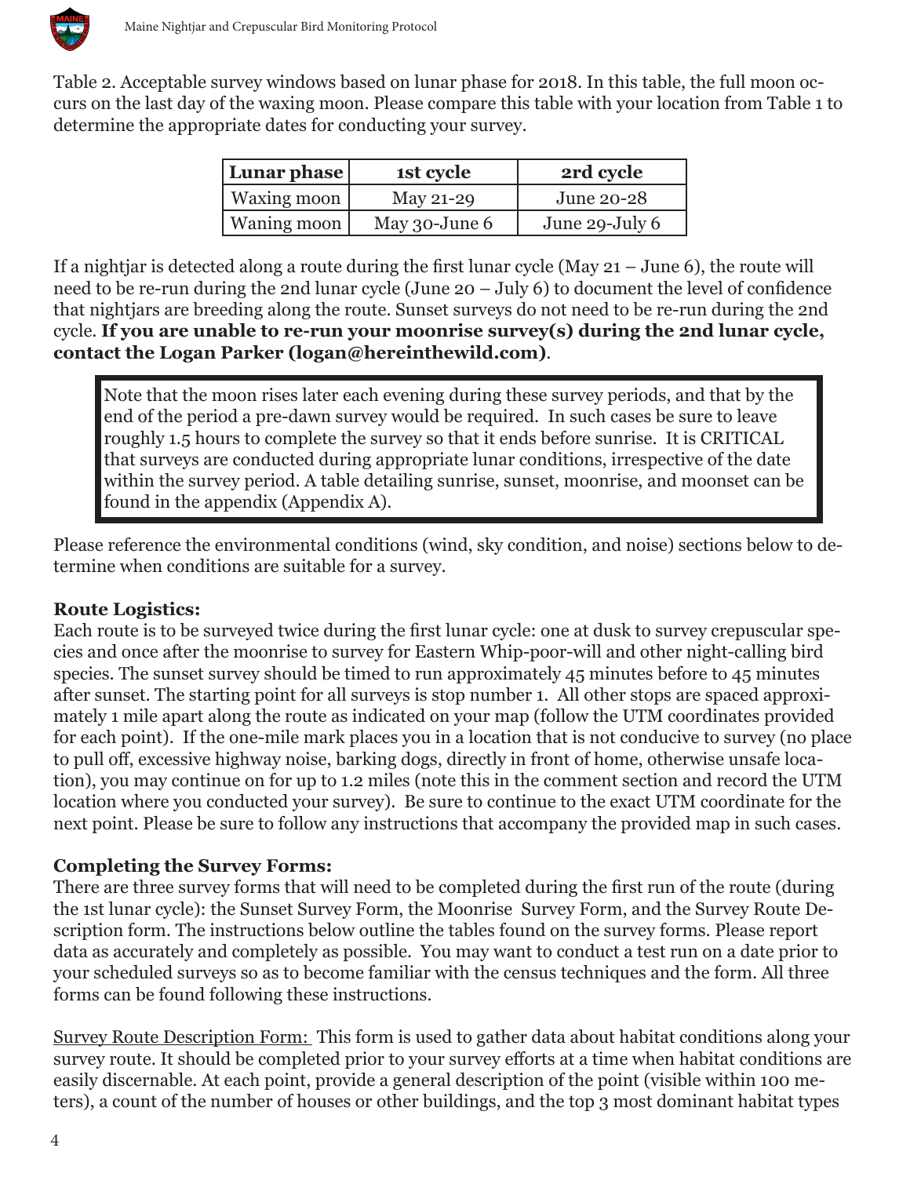Table 2. Acceptable survey windows based on lunar phase for 2018. In this table, the full moon occurs on the last day of the waxing moon. Please compare this table with your location from Table 1 to determine the appropriate dates for conducting your survey.

| Lunar phase | 1st cycle | 2rd cycle |
|---|---|---|
| Waxing moon | May 21-29 | June 20-28 |
| Waning moon | May 30-June 6 | June 29-July 6 |

If a nightjar is detected along a route during the first lunar cycle (May 21 – June 6), the route will need to be re-run during the 2nd lunar cycle (June 20 – July 6) to document the level of confidence that nightjars are breeding along the route. Sunset surveys do not need to be re-run during the 2nd cycle. **If you are unable to re-run your moonrise survey(s) during the 2nd lunar cycle, contact the Logan Parker (logan@hereinthewild.com)**.

> Note that the moon rises later each evening during these survey periods, and that by the end of the period a pre-dawn survey would be required. In such cases be sure to leave roughly 1.5 hours to complete the survey so that it ends before sunrise. It is CRITICAL that surveys are conducted during appropriate lunar conditions, irrespective of the date within the survey period. A table detailing sunrise, sunset, moonrise, and moonset can be found in the appendix (Appendix A).

Please reference the environmental conditions (wind, sky condition, and noise) sections below to determine when conditions are suitable for a survey.

**Route Logistics:**

Each route is to be surveyed twice during the first lunar cycle: one at dusk to survey crepuscular species and once after the moonrise to survey for Eastern Whip-poor-will and other night-calling bird species. The sunset survey should be timed to run approximately 45 minutes before to 45 minutes after sunset. The starting point for all surveys is stop number 1. All other stops are spaced approximately 1 mile apart along the route as indicated on your map (follow the UTM coordinates provided for each point). If the one-mile mark places you in a location that is not conducive to survey (no place to pull off, excessive highway noise, barking dogs, directly in front of home, otherwise unsafe location), you may continue on for up to 1.2 miles (note this in the comment section and record the UTM location where you conducted your survey). Be sure to continue to the exact UTM coordinate for the next point. Please be sure to follow any instructions that accompany the provided map in such cases.

**Completing the Survey Forms:**

There are three survey forms that will need to be completed during the first run of the route (during the 1st lunar cycle): the Sunset Survey Form, the Moonrise Survey Form, and the Survey Route Description form. The instructions below outline the tables found on the survey forms. Please report data as accurately and completely as possible. You may want to conduct a test run on a date prior to your scheduled surveys so as to become familiar with the census techniques and the form. All three forms can be found following these instructions.

<u>Survey Route Description Form:</u> This form is used to gather data about habitat conditions along your survey route. It should be completed prior to your survey efforts at a time when habitat conditions are easily discernable. At each point, provide a general description of the point (visible within 100 meters), a count of the number of houses or other buildings, and the top 3 most dominant habitat types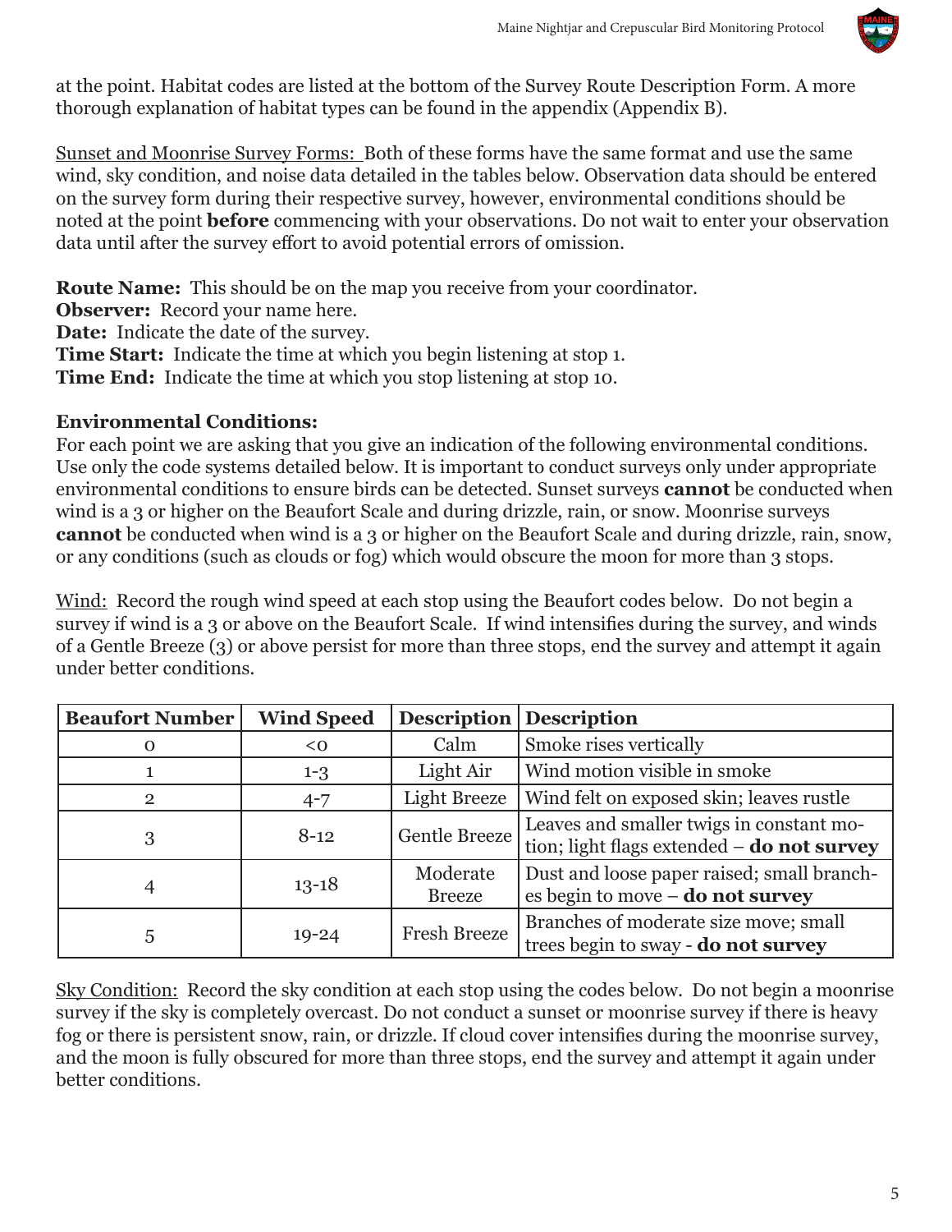at the point. Habitat codes are listed at the bottom of the Survey Route Description Form. A more thorough explanation of habitat types can be found in the appendix (Appendix B).

Sunset and Moonrise Survey Forms: Both of these forms have the same format and use the same wind, sky condition, and noise data detailed in the tables below. Observation data should be entered on the survey form during their respective survey, however, environmental conditions should be noted at the point **before** commencing with your observations. Do not wait to enter your observation data until after the survey effort to avoid potential errors of omission.

**Route Name:** This should be on the map you receive from your coordinator.
**Observer:** Record your name here.
**Date:** Indicate the date of the survey.
**Time Start:** Indicate the time at which you begin listening at stop 1.
**Time End:** Indicate the time at which you stop listening at stop 10.

### Environmental Conditions:

For each point we are asking that you give an indication of the following environmental conditions. Use only the code systems detailed below. It is important to conduct surveys only under appropriate environmental conditions to ensure birds can be detected. Sunset surveys **cannot** be conducted when wind is a 3 or higher on the Beaufort Scale and during drizzle, rain, or snow. Moonrise surveys **cannot** be conducted when wind is a 3 or higher on the Beaufort Scale and during drizzle, rain, snow, or any conditions (such as clouds or fog) which would obscure the moon for more than 3 stops.

Wind: Record the rough wind speed at each stop using the Beaufort codes below. Do not begin a survey if wind is a 3 or above on the Beaufort Scale. If wind intensifies during the survey, and winds of a Gentle Breeze (3) or above persist for more than three stops, end the survey and attempt it again under better conditions.

| Beaufort Number | Wind Speed | Description | Description |
|---|---|---|---|
| 0 | <0 | Calm | Smoke rises vertically |
| 1 | 1-3 | Light Air | Wind motion visible in smoke |
| 2 | 4-7 | Light Breeze | Wind felt on exposed skin; leaves rustle |
| 3 | 8-12 | Gentle Breeze | Leaves and smaller twigs in constant motion; light flags extended – **do not survey** |
| 4 | 13-18 | Moderate Breeze | Dust and loose paper raised; small branches begin to move – **do not survey** |
| 5 | 19-24 | Fresh Breeze | Branches of moderate size move; small trees begin to sway - **do not survey** |

Sky Condition: Record the sky condition at each stop using the codes below. Do not begin a moonrise survey if the sky is completely overcast. Do not conduct a sunset or moonrise survey if there is heavy fog or there is persistent snow, rain, or drizzle. If cloud cover intensifies during the moonrise survey, and the moon is fully obscured for more than three stops, end the survey and attempt it again under better conditions.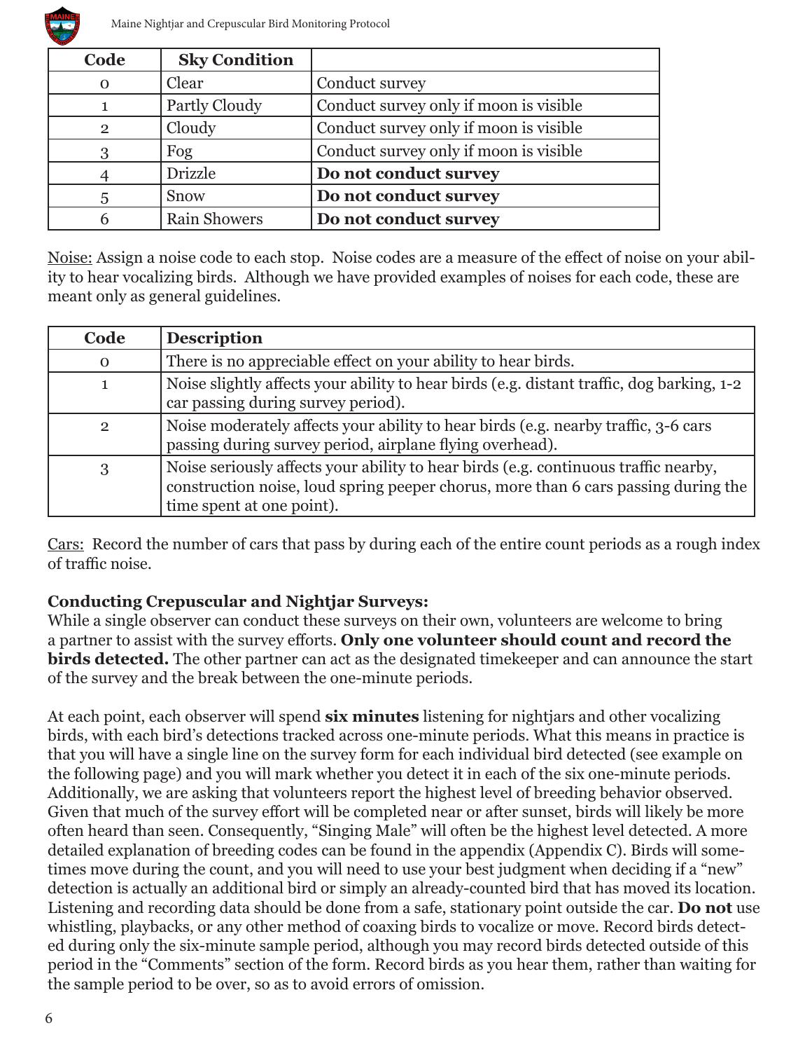| Code | Sky Condition | |
|---|---|---|
| 0 | Clear | Conduct survey |
| 1 | Partly Cloudy | Conduct survey only if moon is visible |
| 2 | Cloudy | Conduct survey only if moon is visible |
| 3 | Fog | Conduct survey only if moon is visible |
| 4 | Drizzle | **Do not conduct survey** |
| 5 | Snow | **Do not conduct survey** |
| 6 | Rain Showers | **Do not conduct survey** |

Noise: Assign a noise code to each stop. Noise codes are a measure of the effect of noise on your ability to hear vocalizing birds. Although we have provided examples of noises for each code, these are meant only as general guidelines.

| Code | Description |
|---|---|
| 0 | There is no appreciable effect on your ability to hear birds. |
| 1 | Noise slightly affects your ability to hear birds (e.g. distant traffic, dog barking, 1-2 car passing during survey period). |
| 2 | Noise moderately affects your ability to hear birds (e.g. nearby traffic, 3-6 cars passing during survey period, airplane flying overhead). |
| 3 | Noise seriously affects your ability to hear birds (e.g. continuous traffic nearby, construction noise, loud spring peeper chorus, more than 6 cars passing during the time spent at one point). |

Cars: Record the number of cars that pass by during each of the entire count periods as a rough index of traffic noise.

**Conducting Crepuscular and Nightjar Surveys:**

While a single observer can conduct these surveys on their own, volunteers are welcome to bring a partner to assist with the survey efforts. **Only one volunteer should count and record the birds detected.** The other partner can act as the designated timekeeper and can announce the start of the survey and the break between the one-minute periods.

At each point, each observer will spend **six minutes** listening for nightjars and other vocalizing birds, with each bird's detections tracked across one-minute periods. What this means in practice is that you will have a single line on the survey form for each individual bird detected (see example on the following page) and you will mark whether you detect it in each of the six one-minute periods. Additionally, we are asking that volunteers report the highest level of breeding behavior observed. Given that much of the survey effort will be completed near or after sunset, birds will likely be more often heard than seen. Consequently, "Singing Male" will often be the highest level detected. A more detailed explanation of breeding codes can be found in the appendix (Appendix C). Birds will sometimes move during the count, and you will need to use your best judgment when deciding if a "new" detection is actually an additional bird or simply an already-counted bird that has moved its location. Listening and recording data should be done from a safe, stationary point outside the car. **Do not** use whistling, playbacks, or any other method of coaxing birds to vocalize or move. Record birds detected during only the six-minute sample period, although you may record birds detected outside of this period in the "Comments" section of the form. Record birds as you hear them, rather than waiting for the sample period to be over, so as to avoid errors of omission.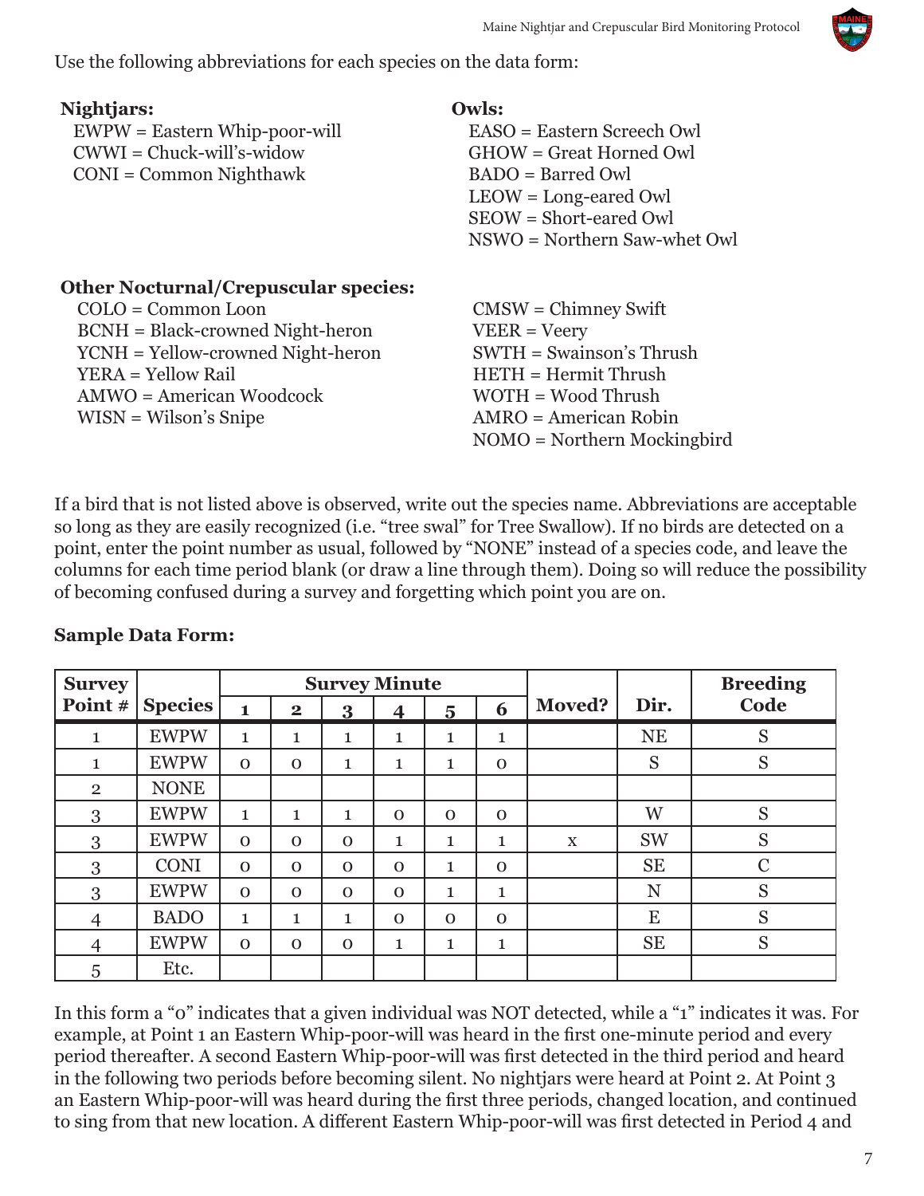Use the following abbreviations for each species on the data form:

**Nightjars:**

EWPW = Eastern Whip-poor-will
CWWI = Chuck-will's-widow
CONI = Common Nighthawk

**Owls:**

EASO = Eastern Screech Owl
GHOW = Great Horned Owl
BADO = Barred Owl
LEOW = Long-eared Owl
SEOW = Short-eared Owl
NSWO = Northern Saw-whet Owl

**Other Nocturnal/Crepuscular species:**

COLO = Common Loon
BCNH = Black-crowned Night-heron
YCNH = Yellow-crowned Night-heron
YERA = Yellow Rail
AMWO = American Woodcock
WISN = Wilson's Snipe
CMSW = Chimney Swift
VEER = Veery
SWTH = Swainson's Thrush
HETH = Hermit Thrush
WOTH = Wood Thrush
AMRO = American Robin
NOMO = Northern Mockingbird

If a bird that is not listed above is observed, write out the species name. Abbreviations are acceptable so long as they are easily recognized (i.e. "tree swal" for Tree Swallow). If no birds are detected on a point, enter the point number as usual, followed by "NONE" instead of a species code, and leave the columns for each time period blank (or draw a line through them). Doing so will reduce the possibility of becoming confused during a survey and forgetting which point you are on.

**Sample Data Form:**

| Survey Point # | Species | Survey Minute | | | | | | Moved? | Dir. | Breeding Code |
|---|---|---|---|---|---|---|---|---|---|---|
| | | 1 | 2 | 3 | 4 | 5 | 6 | | | |
| 1 | EWPW | 1 | 1 | 1 | 1 | 1 | 1 | | NE | S |
| 1 | EWPW | 0 | 0 | 1 | 1 | 1 | 0 | | S | S |
| 2 | NONE | | | | | | | | | |
| 3 | EWPW | 1 | 1 | 1 | 0 | 0 | 0 | | W | S |
| 3 | EWPW | 0 | 0 | 0 | 1 | 1 | 1 | x | SW | S |
| 3 | CONI | 0 | 0 | 0 | 0 | 1 | 0 | | SE | C |
| 3 | EWPW | 0 | 0 | 0 | 0 | 1 | 1 | | N | S |
| 4 | BADO | 1 | 1 | 1 | 0 | 0 | 0 | | E | S |
| 4 | EWPW | 0 | 0 | 0 | 1 | 1 | 1 | | SE | S |
| 5 | Etc. | | | | | | | | | |

In this form a "0" indicates that a given individual was NOT detected, while a "1" indicates it was. For example, at Point 1 an Eastern Whip-poor-will was heard in the first one-minute period and every period thereafter. A second Eastern Whip-poor-will was first detected in the third period and heard in the following two periods before becoming silent. No nightjars were heard at Point 2. At Point 3 an Eastern Whip-poor-will was heard during the first three periods, changed location, and continued to sing from that new location. A different Eastern Whip-poor-will was first detected in Period 4 and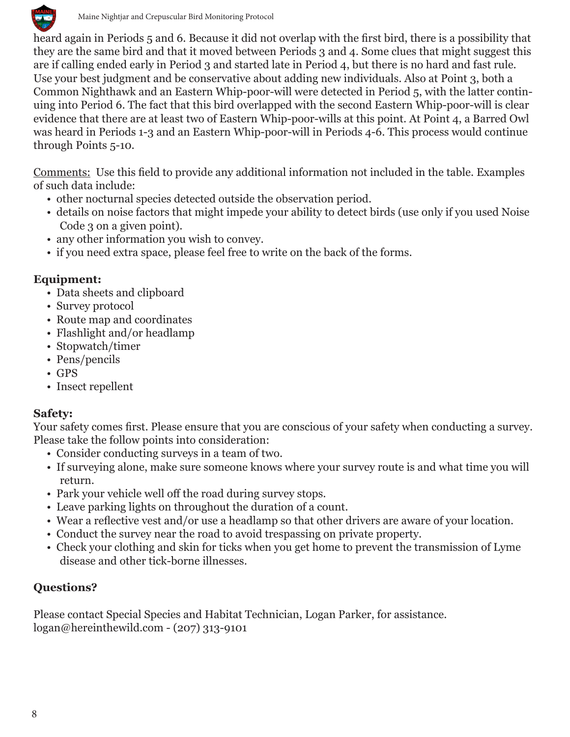heard again in Periods 5 and 6. Because it did not overlap with the first bird, there is a possibility that they are the same bird and that it moved between Periods 3 and 4. Some clues that might suggest this are if calling ended early in Period 3 and started late in Period 4, but there is no hard and fast rule. Use your best judgment and be conservative about adding new individuals. Also at Point 3, both a Common Nighthawk and an Eastern Whip-poor-will were detected in Period 5, with the latter continuing into Period 6. The fact that this bird overlapped with the second Eastern Whip-poor-will is clear evidence that there are at least two of Eastern Whip-poor-wills at this point. At Point 4, a Barred Owl was heard in Periods 1-3 and an Eastern Whip-poor-will in Periods 4-6. This process would continue through Points 5-10.

Comments: Use this field to provide any additional information not included in the table. Examples of such data include:

- other nocturnal species detected outside the observation period.
- details on noise factors that might impede your ability to detect birds (use only if you used Noise Code 3 on a given point).
- any other information you wish to convey.
- if you need extra space, please feel free to write on the back of the forms.

**Equipment:**

- Data sheets and clipboard
- Survey protocol
- Route map and coordinates
- Flashlight and/or headlamp
- Stopwatch/timer
- Pens/pencils
- GPS
- Insect repellent

**Safety:**

Your safety comes first. Please ensure that you are conscious of your safety when conducting a survey. Please take the follow points into consideration:

- Consider conducting surveys in a team of two.
- If surveying alone, make sure someone knows where your survey route is and what time you will return.
- Park your vehicle well off the road during survey stops.
- Leave parking lights on throughout the duration of a count.
- Wear a reflective vest and/or use a headlamp so that other drivers are aware of your location.
- Conduct the survey near the road to avoid trespassing on private property.
- Check your clothing and skin for ticks when you get home to prevent the transmission of Lyme disease and other tick-borne illnesses.

**Questions?**

Please contact Special Species and Habitat Technician, Logan Parker, for assistance.
logan@hereinthewild.com - (207) 313-9101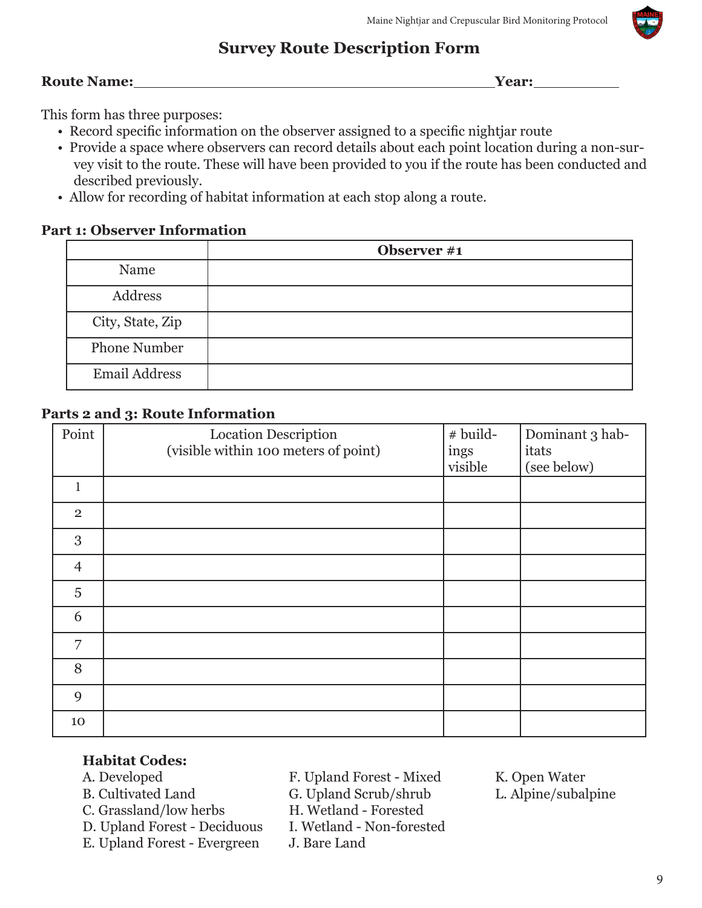# Survey Route Description Form

**Route Name:**\_\_\_\_\_\_\_\_\_\_\_\_\_\_\_\_\_\_\_\_\_\_\_\_\_\_\_\_\_\_\_\_\_\_\_\_\_\_\_\_\_\_\_\_ **Year:**\_\_\_\_\_\_\_\_\_\_

This form has three purposes:

- Record specific information on the observer assigned to a specific nightjar route
- Provide a space where observers can record details about each point location during a non-survey visit to the route. These will have been provided to you if the route has been conducted and described previously.
- Allow for recording of habitat information at each stop along a route.

**Part 1: Observer Information**

| | **Observer #1** |
|---|---|
| Name | |
| Address | |
| City, State, Zip | |
| Phone Number | |
| Email Address | |

**Parts 2 and 3: Route Information**

| Point | Location Description (visible within 100 meters of point) | # buildings visible | Dominant 3 habitats (see below) |
|---|---|---|---|
| 1 | | | |
| 2 | | | |
| 3 | | | |
| 4 | | | |
| 5 | | | |
| 6 | | | |
| 7 | | | |
| 8 | | | |
| 9 | | | |
| 10 | | | |

**Habitat Codes:**

A. Developed
B. Cultivated Land
C. Grassland/low herbs
D. Upland Forest - Deciduous
E. Upland Forest - Evergreen
F. Upland Forest - Mixed
G. Upland Scrub/shrub
H. Wetland - Forested
I. Wetland - Non-forested
J. Bare Land
K. Open Water
L. Alpine/subalpine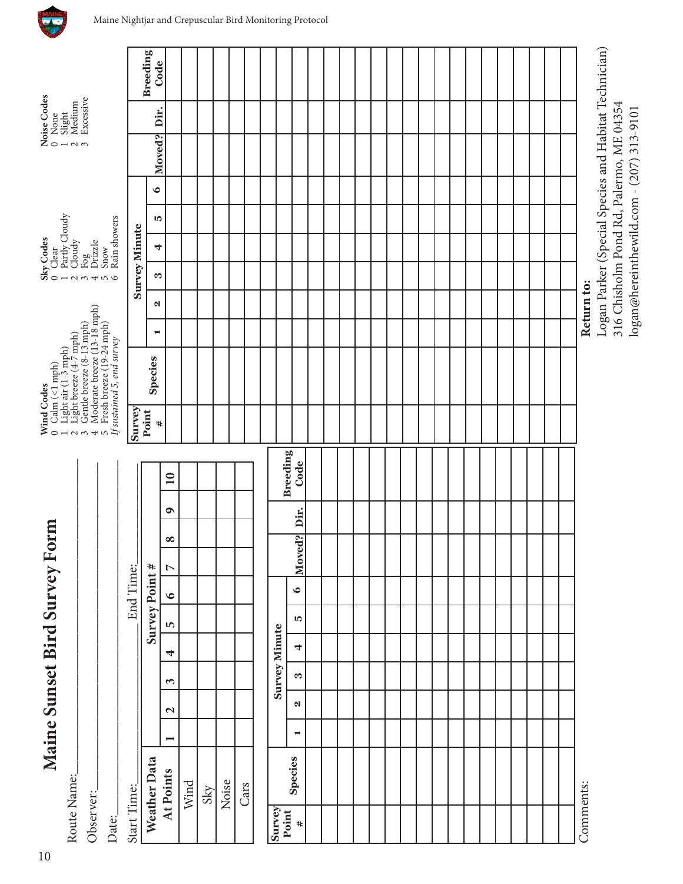# Maine Sunset Bird Survey Form

Route Name:_______________

Observer:_______________

Date:_______________

Start Time:_______________ End Time:_______________

| Weather Data At Points | Survey Point # 1 | 2 | 3 | 4 | 5 | 6 | 7 | 8 | 9 | 10 |
|---|---|---|---|---|---|---|---|---|---|---|
| Wind | | | | | | | | | | |
| Sky | | | | | | | | | | |
| Noise | | | | | | | | | | |
| Cars | | | | | | | | | | |

| Survey Point # | Species | Survey Minute 1 | 2 | 3 | 4 | 5 | 6 | Moved? | Dir. | Breeding Code |
|---|---|---|---|---|---|---|---|---|---|---|
| | | | | | | | | | | |
| | | | | | | | | | | |
| | | | | | | | | | | |
| | | | | | | | | | | |
| | | | | | | | | | | |
| | | | | | | | | | | |
| | | | | | | | | | | |
| | | | | | | | | | | |
| | | | | | | | | | | |
| | | | | | | | | | | |
| | | | | | | | | | | |
| | | | | | | | | | | |
| | | | | | | | | | | |
| | | | | | | | | | | |
| | | | | | | | | | | |
| | | | | | | | | | | |
| | | | | | | | | | | |
| | | | | | | | | | | |
| | | | | | | | | | | |
| | | | | | | | | | | |
| | | | | | | | | | | |
| | | | | | | | | | | |
| | | | | | | | | | | |
| | | | | | | | | | | |
| | | | | | | | | | | |
| | | | | | | | | | | |
| | | | | | | | | | | |
| | | | | | | | | | | |
| | | | | | | | | | | |
| | | | | | | | | | | |
| | | | | | | | | | | |
| | | | | | | | | | | |
| | | | | | | | | | | |
| | | | | | | | | | | |
| | | | | | | | | | | |
| | | | | | | | | | | |
| | | | | | | | | | | |

Comments:

**Wind Codes**
0 Calm (<1 mph)
1 Light air (1-3 mph)
2 Light breeze (4-7 mph)
3 Gentle breeze (8-13 mph)
4 Moderate breeze (13-18 mph)
5 Fresh breeze (19-24 mph)
*If sustained 5, end survey*

**Sky Codes**
0 Clear
1 Partly Cloudy
2 Cloudy
3 Fog
4 Drizzle
5 Snow
6 Rain showers

**Noise Codes**
0 None
1 Slight
2 Medium
3 Excessive

**Return to:**
Logan Parker (Special Species and Habitat Technician)
316 Chisholm Pond Rd, Palermo, ME 04354
logan@hereinthewild.com - (207) 313-9101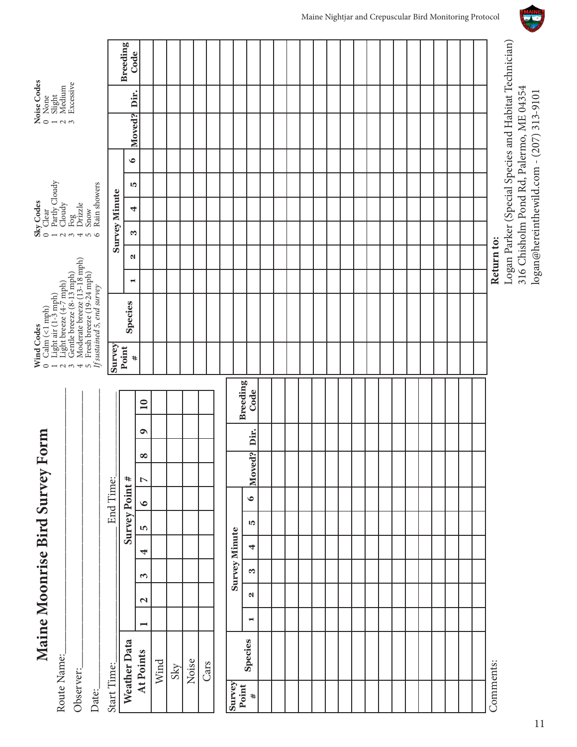# Maine Moonrise Bird Survey Form

Route Name:\_\_\_\_\_\_\_\_\_\_\_\_\_\_\_\_\_\_\_\_\_\_\_\_\_\_\_\_\_\_

Observer:\_\_\_\_\_\_\_\_\_\_\_\_\_\_\_\_\_\_\_\_\_\_\_\_\_\_\_\_\_\_

Date:\_\_\_\_\_\_\_\_\_\_\_\_\_\_\_\_\_\_\_\_\_\_\_\_\_\_\_\_\_\_

Start Time:\_\_\_\_\_\_\_\_\_\_\_\_\_\_ End Time:\_\_\_\_\_\_\_\_\_\_\_\_\_\_

| Weather Data At Points | Survey Point # | | | | | | | | | |
|---|---|---|---|---|---|---|---|---|---|---|
| | 1 | 2 | 3 | 4 | 5 | 6 | 7 | 8 | 9 | 10 |
| Wind | | | | | | | | | | |
| Sky | | | | | | | | | | |
| Noise | | | | | | | | | | |
| Cars | | | | | | | | | | |

| Survey Point # | Species | Survey Minute | | | | | | Moved? | Dir. | Breeding Code |
|---|---|---|---|---|---|---|---|---|---|---|
| | | 1 | 2 | 3 | 4 | 5 | 6 | | | |
| | | | | | | | | | | |
| | | | | | | | | | | |
| | | | | | | | | | | |
| | | | | | | | | | | |
| | | | | | | | | | | |
| | | | | | | | | | | |
| | | | | | | | | | | |
| | | | | | | | | | | |
| | | | | | | | | | | |
| | | | | | | | | | | |
| | | | | | | | | | | |
| | | | | | | | | | | |
| | | | | | | | | | | |
| | | | | | | | | | | |
| | | | | | | | | | | |
| | | | | | | | | | | |

Comments:

**Wind Codes**
0 Calm (<1 mph)
1 Light air (1-3 mph)
2 Light breeze (4-7 mph)
3 Gentle breeze (8-13 mph)
4 Moderate breeze (13-18 mph)
5 Fresh breeze (19-24 mph)
*If sustained 5, end survey*

**Sky Codes**
0 Clear
1 Partly Cloudy
2 Cloudy
3 Fog
4 Drizzle
5 Snow
6 Rain showers

**Noise Codes**
0 None
1 Slight
2 Medium
3 Excessive

| Survey Point # | Species | Survey Minute | | | | | | Moved? | Dir. | Breeding Code |
|---|---|---|---|---|---|---|---|---|---|---|
| | | 1 | 2 | 3 | 4 | 5 | 6 | | | |
| | | | | | | | | | | |
| | | | | | | | | | | |
| | | | | | | | | | | |
| | | | | | | | | | | |
| | | | | | | | | | | |
| | | | | | | | | | | |
| | | | | | | | | | | |
| | | | | | | | | | | |
| | | | | | | | | | | |
| | | | | | | | | | | |
| | | | | | | | | | | |
| | | | | | | | | | | |
| | | | | | | | | | | |
| | | | | | | | | | | |
| | | | | | | | | | | |
| | | | | | | | | | | |
| | | | | | | | | | | |
| | | | | | | | | | | |
| | | | | | | | | | | |
| | | | | | | | | | | |
| | | | | | | | | | | |
| | | | | | | | | | | |
| | | | | | | | | | | |
| | | | | | | | | | | |
| | | | | | | | | | | |
| | | | | | | | | | | |

**Return to:**
Logan Parker (Special Species and Habitat Technician)
316 Chisholm Pond Rd, Palermo, ME 04354
logan@hereinthewild.com - (207) 313-9101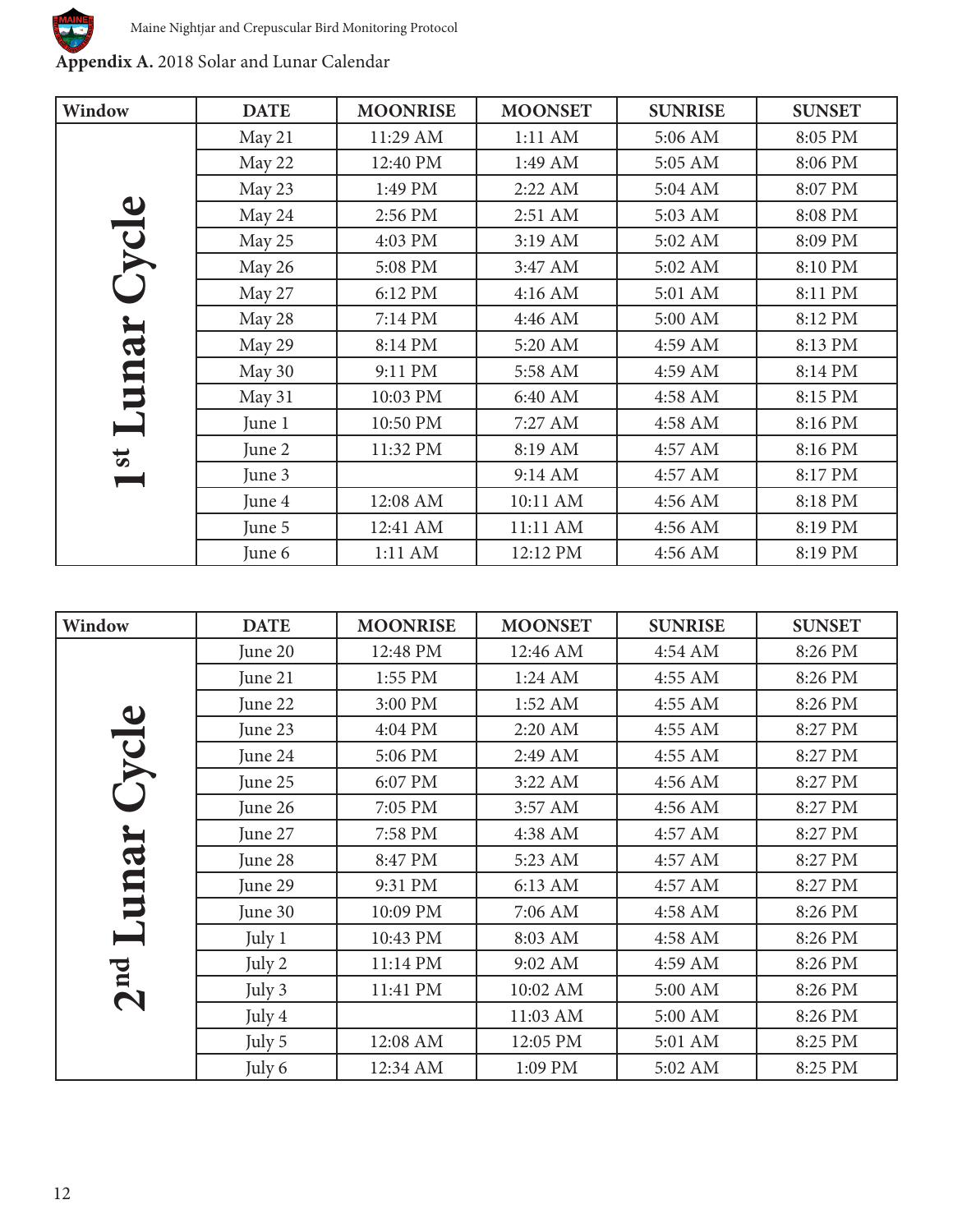**Appendix A.** 2018 Solar and Lunar Calendar

| Window | DATE | MOONRISE | MOONSET | SUNRISE | SUNSET |
|---|---|---|---|---|---|
| 1st Lunar Cycle | May 21 | 11:29 AM | 1:11 AM | 5:06 AM | 8:05 PM |
| | May 22 | 12:40 PM | 1:49 AM | 5:05 AM | 8:06 PM |
| | May 23 | 1:49 PM | 2:22 AM | 5:04 AM | 8:07 PM |
| | May 24 | 2:56 PM | 2:51 AM | 5:03 AM | 8:08 PM |
| | May 25 | 4:03 PM | 3:19 AM | 5:02 AM | 8:09 PM |
| | May 26 | 5:08 PM | 3:47 AM | 5:02 AM | 8:10 PM |
| | May 27 | 6:12 PM | 4:16 AM | 5:01 AM | 8:11 PM |
| | May 28 | 7:14 PM | 4:46 AM | 5:00 AM | 8:12 PM |
| | May 29 | 8:14 PM | 5:20 AM | 4:59 AM | 8:13 PM |
| | May 30 | 9:11 PM | 5:58 AM | 4:59 AM | 8:14 PM |
| | May 31 | 10:03 PM | 6:40 AM | 4:58 AM | 8:15 PM |
| | June 1 | 10:50 PM | 7:27 AM | 4:58 AM | 8:16 PM |
| | June 2 | 11:32 PM | 8:19 AM | 4:57 AM | 8:16 PM |
| | June 3 | | 9:14 AM | 4:57 AM | 8:17 PM |
| | June 4 | 12:08 AM | 10:11 AM | 4:56 AM | 8:18 PM |
| | June 5 | 12:41 AM | 11:11 AM | 4:56 AM | 8:19 PM |
| | June 6 | 1:11 AM | 12:12 PM | 4:56 AM | 8:19 PM |

| Window | DATE | MOONRISE | MOONSET | SUNRISE | SUNSET |
|---|---|---|---|---|---|
| 2nd Lunar Cycle | June 20 | 12:48 PM | 12:46 AM | 4:54 AM | 8:26 PM |
| | June 21 | 1:55 PM | 1:24 AM | 4:55 AM | 8:26 PM |
| | June 22 | 3:00 PM | 1:52 AM | 4:55 AM | 8:26 PM |
| | June 23 | 4:04 PM | 2:20 AM | 4:55 AM | 8:27 PM |
| | June 24 | 5:06 PM | 2:49 AM | 4:55 AM | 8:27 PM |
| | June 25 | 6:07 PM | 3:22 AM | 4:56 AM | 8:27 PM |
| | June 26 | 7:05 PM | 3:57 AM | 4:56 AM | 8:27 PM |
| | June 27 | 7:58 PM | 4:38 AM | 4:57 AM | 8:27 PM |
| | June 28 | 8:47 PM | 5:23 AM | 4:57 AM | 8:27 PM |
| | June 29 | 9:31 PM | 6:13 AM | 4:57 AM | 8:27 PM |
| | June 30 | 10:09 PM | 7:06 AM | 4:58 AM | 8:26 PM |
| | July 1 | 10:43 PM | 8:03 AM | 4:58 AM | 8:26 PM |
| | July 2 | 11:14 PM | 9:02 AM | 4:59 AM | 8:26 PM |
| | July 3 | 11:41 PM | 10:02 AM | 5:00 AM | 8:26 PM |
| | July 4 | | 11:03 AM | 5:00 AM | 8:26 PM |
| | July 5 | 12:08 AM | 12:05 PM | 5:01 AM | 8:25 PM |
| | July 6 | 12:34 AM | 1:09 PM | 5:02 AM | 8:25 PM |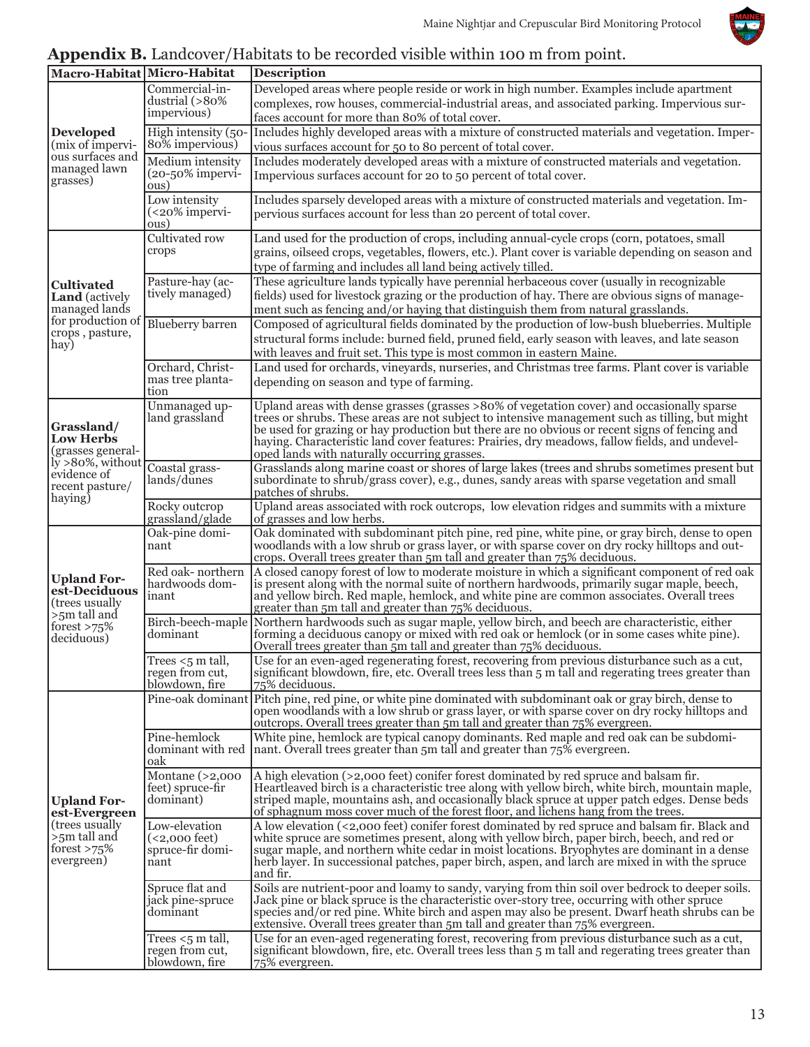**Appendix B.** Landcover/Habitats to be recorded visible within 100 m from point.

| Macro-Habitat | Micro-Habitat | Description |
|---|---|---|
| **Developed** (mix of impervious surfaces and managed lawn grasses) | Commercial-industrial (>80% impervious) | Developed areas where people reside or work in high number. Examples include apartment complexes, row houses, commercial-industrial areas, and associated parking. Impervious surfaces account for more than 80% of total cover. |
| | High intensity (50-80% impervious) | Includes highly developed areas with a mixture of constructed materials and vegetation. Impervious surfaces account for 50 to 80 percent of total cover. |
| | Medium intensity (20-50% impervious) | Includes moderately developed areas with a mixture of constructed materials and vegetation. Impervious surfaces account for 20 to 50 percent of total cover. |
| | Low intensity (<20% impervious) | Includes sparsely developed areas with a mixture of constructed materials and vegetation. Impervious surfaces account for less than 20 percent of total cover. |
| **Cultivated Land** (actively managed lands for production of crops , pasture, hay) | Cultivated row crops | Land used for the production of crops, including annual-cycle crops (corn, potatoes, small grains, oilseed crops, vegetables, flowers, etc.). Plant cover is variable depending on season and type of farming and includes all land being actively tilled. |
| | Pasture-hay (actively managed) | These agriculture lands typically have perennial herbaceous cover (usually in recognizable fields) used for livestock grazing or the production of hay. There are obvious signs of management such as fencing and/or haying that distinguish them from natural grasslands. |
| | Blueberry barren | Composed of agricultural fields dominated by the production of low-bush blueberries. Multiple structural forms include: burned field, pruned field, early season with leaves, and late season with leaves and fruit set. This type is most common in eastern Maine. |
| | Orchard, Christmas tree plantation | Land used for orchards, vineyards, nurseries, and Christmas tree farms. Plant cover is variable depending on season and type of farming. |
| **Grassland/ Low Herbs** (grasses generally >80%, without evidence of recent pasture/ haying) | Unmanaged upland grassland | Upland areas with dense grasses (grasses >80% of vegetation cover) and occasionally sparse trees or shrubs. These areas are not subject to intensive management such as tilling, but might be used for grazing or hay production but there are no obvious or recent signs of fencing and haying. Characteristic land cover features: Prairies, dry meadows, fallow fields, and undeveloped lands with naturally occurring grasses. |
| | Coastal grasslands/dunes | Grasslands along marine coast or shores of large lakes (trees and shrubs sometimes present but subordinate to shrub/grass cover), e.g., dunes, sandy areas with sparse vegetation and small patches of shrubs. |
| | Rocky outcrop grassland/glade | Upland areas associated with rock outcrops, low elevation ridges and summits with a mixture of grasses and low herbs. |
| **Upland Forest-Deciduous** (trees usually >5m tall and forest >75% deciduous) | Oak-pine dominant | Oak dominated with subdominant pitch pine, red pine, white pine, or gray birch, dense to open woodlands with a low shrub or grass layer, or with sparse cover on dry rocky hilltops and outcrops. Overall trees greater than 5m tall and greater than 75% deciduous. |
| | Red oak- northern hardwoods dominant | A closed canopy forest of low to moderate moisture in which a significant component of red oak is present along with the normal suite of northern hardwoods, primarily sugar maple, beech, and yellow birch. Red maple, hemlock, and white pine are common associates. Overall trees greater than 5m tall and greater than 75% deciduous. |
| | Birch-beech-maple dominant | Northern hardwoods such as sugar maple, yellow birch, and beech are characteristic, either forming a deciduous canopy or mixed with red oak or hemlock (or in some cases white pine). Overall trees greater than 5m tall and greater than 75% deciduous. |
| | Trees <5 m tall, regen from cut, blowdown, fire | Use for an even-aged regenerating forest, recovering from previous disturbance such as a cut, significant blowdown, fire, etc. Overall trees less than 5 m tall and regerating trees greater than 75% deciduous. |
| **Upland Forest-Evergreen** (trees usually >5m tall and forest >75% evergreen) | Pine-oak dominant | Pitch pine, red pine, or white pine dominated with subdominant oak or gray birch, dense to open woodlands with a low shrub or grass layer, or with sparse cover on dry rocky hilltops and outcrops. Overall trees greater than 5m tall and greater than 75% evergreen. |
| | Pine-hemlock dominant with red oak | White pine, hemlock are typical canopy dominants. Red maple and red oak can be subdominant. Overall trees greater than 5m tall and greater than 75% evergreen. |
| | Montane (>2,000 feet) spruce-fir dominant) | A high elevation (>2,000 feet) conifer forest dominated by red spruce and balsam fir. Heartleaved birch is a characteristic tree along with yellow birch, white birch, mountain maple, striped maple, mountains ash, and occasionally black spruce at upper patch edges. Dense beds of sphagnum moss cover much of the forest floor, and lichens hang from the trees. |
| | Low-elevation (<2,000 feet) spruce-fir dominant | A low elevation (<2,000 feet) conifer forest dominated by red spruce and balsam fir. Black and white spruce are sometimes present, along with yellow birch, paper birch, beech, and red or sugar maple, and northern white cedar in moist locations. Bryophytes are dominant in a dense herb layer. In successional patches, paper birch, aspen, and larch are mixed in with the spruce and fir. |
| | Spruce flat and jack pine-spruce dominant | Soils are nutrient-poor and loamy to sandy, varying from thin soil over bedrock to deeper soils. Jack pine or black spruce is the characteristic over-story tree, occurring with other spruce species and/or red pine. White birch and aspen may also be present. Dwarf heath shrubs can be extensive. Overall trees greater than 5m tall and greater than 75% evergreen. |
| | Trees <5 m tall, regen from cut, blowdown, fire | Use for an even-aged regenerating forest, recovering from previous disturbance such as a cut, significant blowdown, fire, etc. Overall trees less than 5 m tall and regerating trees greater than 75% evergreen. |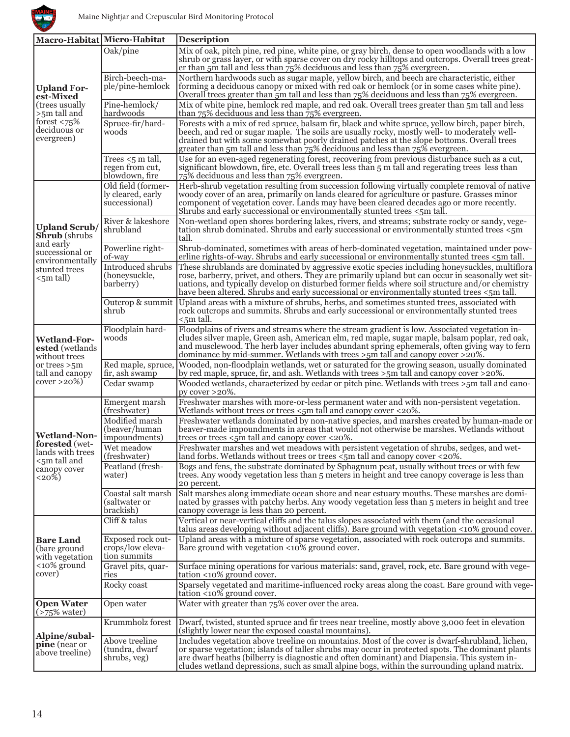| Macro-Habitat | Micro-Habitat | Description |
|---|---|---|
| **Upland Forest-Mixed** (trees usually >5m tall and forest <75% deciduous or evergreen) | Oak/pine | Mix of oak, pitch pine, red pine, white pine, or gray birch, dense to open woodlands with a low shrub or grass layer, or with sparse cover on dry rocky hilltops and outcrops. Overall trees greater than 5m tall and less than 75% deciduous and less than 75% evergreen. |
| | Birch-beech-maple/pine-hemlock | Northern hardwoods such as sugar maple, yellow birch, and beech are characteristic, either forming a deciduous canopy or mixed with red oak or hemlock (or in some cases white pine). Overall trees greater than 5m tall and less than 75% deciduous and less than 75% evergreen. |
| | Pine-hemlock/hardwoods | Mix of white pine, hemlock red maple, and red oak. Overall trees greater than 5m tall and less than 75% deciduous and less than 75% evergreen. |
| | Spruce-fir/hardwoods | Forests with a mix of red spruce, balsam fir, black and white spruce, yellow birch, paper birch, beech, and red or sugar maple. The soils are usually rocky, mostly well- to moderately well-drained but with some somewhat poorly drained patches at the slope bottoms. Overall trees greater than 5m tall and less than 75% deciduous and less than 75% evergreen. |
| | Trees <5 m tall, regen from cut, blowdown, fire | Use for an even-aged regenerating forest, recovering from previous disturbance such as a cut, significant blowdown, fire, etc. Overall trees less than 5 m tall and regerating trees less than 75% deciduous and less than 75% evergreen. |
| **Upland Scrub/Shrub** (shrubs and early successional or environmentally stunted trees <5m tall) | Old field (formerly cleared, early successional) | Herb-shrub vegetation resulting from succession following virtually complete removal of native woody cover of an area, primarily on lands cleared for agriculture or pasture. Grasses minor component of vegetation cover. Lands may have been cleared decades ago or more recently. Shrubs and early successional or environmentally stunted trees <5m tall. |
| | River & lakeshore shrubland | Non-wetland open shores bordering lakes, rivers, and streams; substrate rocky or sandy, vegetation shrub dominated. Shrubs and early successional or environmentally stunted trees <5m tall. |
| | Powerline right-of-way | Shrub-dominated, sometimes with areas of herb-dominated vegetation, maintained under powerline rights-of-way. Shrubs and early successional or environmentally stunted trees <5m tall. |
| | Introduced shrubs (honeysuckle, barberry) | These shrublands are dominated by aggressive exotic species including honeysuckles, multiflora rose, barberry, privet, and others. They are primarily upland but can occur in seasonally wet situations, and typically develop on disturbed former fields where soil structure and/or chemistry have been altered. Shrubs and early successional or environmentally stunted trees <5m tall. |
| | Outcrop & summit shrub | Upland areas with a mixture of shrubs, herbs, and sometimes stunted trees, associated with rock outcrops and summits. Shrubs and early successional or environmentally stunted trees <5m tall. |
| **Wetland-Forested** (wetlands without trees or trees >5m tall and canopy cover >20%) | Floodplain hardwoods | Floodplains of rivers and streams where the stream gradient is low. Associated vegetation includes silver maple, Green ash, American elm, red maple, sugar maple, balsam poplar, red oak, and musclewood. The herb layer includes abundant spring ephemerals, often giving way to fern dominance by mid-summer. Wetlands with trees >5m tall and canopy cover >20%. |
| | Red maple, spruce, fir, ash swamp | Wooded, non-floodplain wetlands, wet or saturated for the growing season, usually dominated by red maple, spruce, fir, and ash. Wetlands with trees >5m tall and canopy cover >20%. |
| | Cedar swamp | Wooded wetlands, characterized by cedar or pitch pine. Wetlands with trees >5m tall and canopy cover >20%. |
| **Wetland-Non-forested** (wetlands with trees <5m tall and canopy cover <20%) | Emergent marsh (freshwater) | Freshwater marshes with more-or-less permanent water and with non-persistent vegetation. Wetlands without trees or trees <5m tall and canopy cover <20%. |
| | Modified marsh (beaver/human impoundments) | Freshwater wetlands dominated by non-native species, and marshes created by human-made or beaver-made impoundments in areas that would not otherwise be marshes. Wetlands without trees or trees <5m tall and canopy cover <20%. |
| | Wet meadow (freshwater) | Freshwater marshes and wet meadows with persistent vegetation of shrubs, sedges, and wetland forbs. Wetlands without trees or trees <5m tall and canopy cover <20%. |
| | Peatland (freshwater) | Bogs and fens, the substrate dominated by Sphagnum peat, usually without trees or with few trees. Any woody vegetation less than 5 meters in height and tree canopy coverage is less than 20 percent. |
| | Coastal salt marsh (saltwater or brackish) | Salt marshes along immediate ocean shore and near estuary mouths. These marshes are dominated by grasses with patchy herbs. Any woody vegetation less than 5 meters in height and tree canopy coverage is less than 20 percent. |
| **Bare Land** (bare ground with vegetation <10% ground cover) | Cliff & talus | Vertical or near-vertical cliffs and the talus slopes associated with them (and the occasional talus areas developing without adjacent cliffs). Bare ground with vegetation <10% ground cover. |
| | Exposed rock outcrops/low elevation summits | Upland areas with a mixture of sparse vegetation, associated with rock outcrops and summits. Bare ground with vegetation <10% ground cover. |
| | Gravel pits, quarries | Surface mining operations for various materials: sand, gravel, rock, etc. Bare ground with vegetation <10% ground cover. |
| | Rocky coast | Sparsely vegetated and maritime-influenced rocky areas along the coast. Bare ground with vegetation <10% ground cover. |
| **Open Water** (>75% water) | Open water | Water with greater than 75% cover over the area. |
| **Alpine/subalpine** (near or above treeline) | Krummholz forest | Dwarf, twisted, stunted spruce and fir trees near treeline, mostly above 3,000 feet in elevation (slightly lower near the exposed coastal mountains). |
| | Above treeline (tundra, dwarf shrubs, veg) | Includes vegetation above treeline on mountains. Most of the cover is dwarf-shrubland, lichen, or sparse vegetation; islands of taller shrubs may occur in protected spots. The dominant plants are dwarf heaths (bilberry is diagnostic and often dominant) and Diapensia. This system includes wetland depressions, such as small alpine bogs, within the surrounding upland matrix. |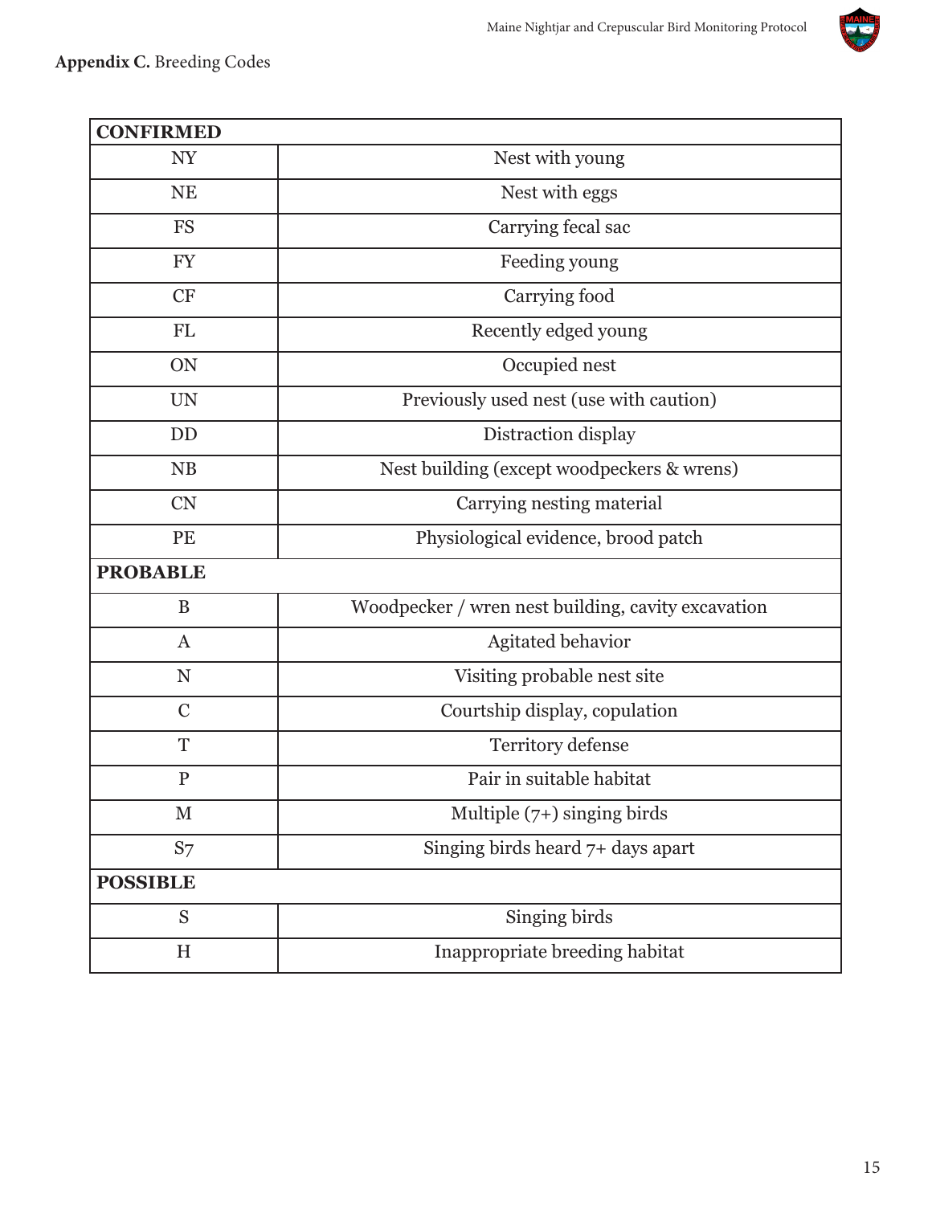**Appendix C.** Breeding Codes

| | |
|---|---|
| **CONFIRMED** | |
| NY | Nest with young |
| NE | Nest with eggs |
| FS | Carrying fecal sac |
| FY | Feeding young |
| CF | Carrying food |
| FL | Recently edged young |
| ON | Occupied nest |
| UN | Previously used nest (use with caution) |
| DD | Distraction display |
| NB | Nest building (except woodpeckers & wrens) |
| CN | Carrying nesting material |
| PE | Physiological evidence, brood patch |
| **PROBABLE** | |
| B | Woodpecker / wren nest building, cavity excavation |
| A | Agitated behavior |
| N | Visiting probable nest site |
| C | Courtship display, copulation |
| T | Territory defense |
| P | Pair in suitable habitat |
| M | Multiple (7+) singing birds |
| S7 | Singing birds heard 7+ days apart |
| **POSSIBLE** | |
| S | Singing birds |
| H | Inappropriate breeding habitat |